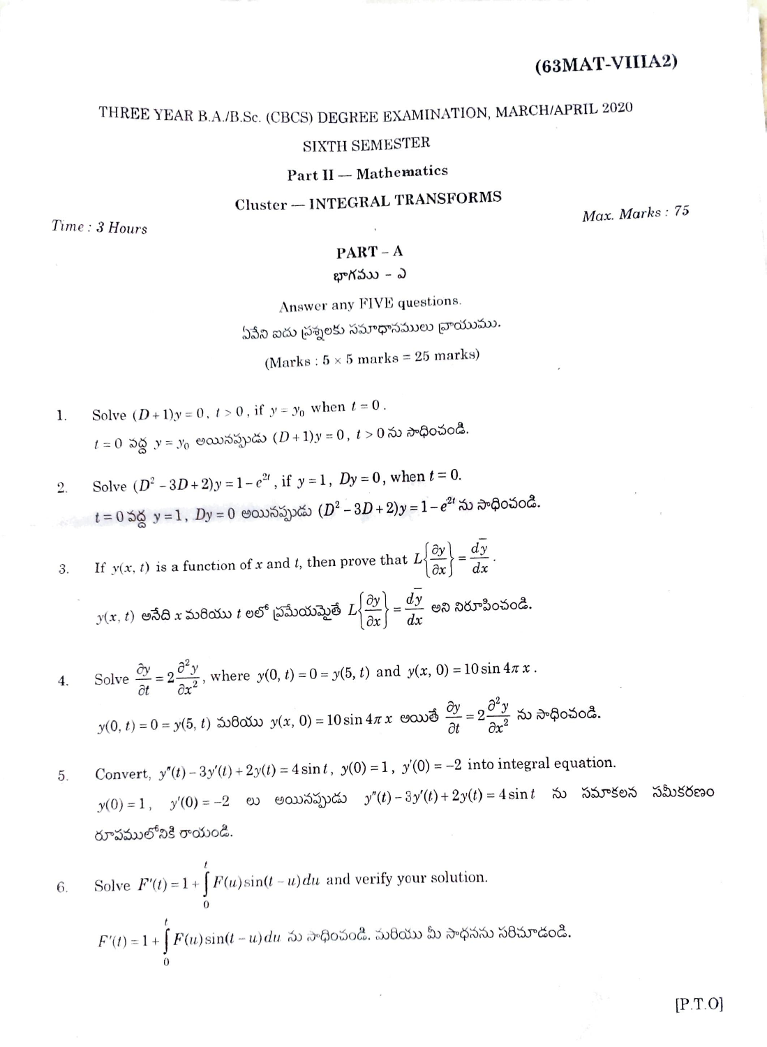**(63MAT-VIIIA2)**

THREE YEAR B.A./B.Sc. (CBCS) DEGREE EXAMINATION, MARCH/APRIL 2020

SIXTH SEMESTER

**Part II — Mathematics**

**Cluster — INTEGRAL TRANSFORMS**

*Time : 3 Hours*

*Max. Marks : 75*

## PART - A

భాగము - ఎ

Answer any FIVE questions.

ఏవేని ఐదు ప్రశ్నలకు సమాధానములు వ్రాయుము.

(Marks : 5 × 5 marks = 25 marks)

1. Solve $(D+1)y = 0$, $t > 0$, if $y = y_0$ when $t = 0$.

   $t = 0$ వద్ద $y = y_0$ అయినప్పుడు $(D+1)y = 0$, $t > 0$ ను సాధించండి.

2. Solve $(D^2 - 3D + 2)y = 1 - e^{2t}$, if $y = 1$, $Dy = 0$, when $t = 0$.

   $t = 0$ వద్ద $y = 1$, $Dy = 0$ అయినప్పుడు $(D^2 - 3D + 2)y = 1 - e^{2t}$ ను సాధించండి.

3. If $y(x, t)$ is a function of $x$ and $t$, then prove that $L\left\{\frac{\partial y}{\partial x}\right\} = \frac{d\bar{y}}{dx}$.

   $y(x, t)$ అనేది $x$ మరియు $t$ లలో ప్రమేయమైతే $L\left\{\frac{\partial y}{\partial x}\right\} = \frac{d\bar{y}}{dx}$ అని నిరూపించండి.

4. Solve $\frac{\partial y}{\partial t} = 2\frac{\partial^2 y}{\partial x^2}$, where $y(0, t) = 0 = y(5, t)$ and $y(x, 0) = 10 \sin 4\pi x$.

   $y(0, t) = 0 = y(5, t)$ మరియు $y(x, 0) = 10 \sin 4\pi x$ అయితే $\frac{\partial y}{\partial t} = 2\frac{\partial^2 y}{\partial x^2}$ ను సాధించండి.

5. Convert, $y''(t) - 3y'(t) + 2y(t) = 4 \sin t$, $y(0) = 1$, $y'(0) = -2$ into integral equation.

   $y(0) = 1$, $y'(0) = -2$ లు అయినప్పుడు $y''(t) - 3y'(t) + 2y(t) = 4 \sin t$ ను సమాకలన సమీకరణం రూపములోనికి రాయండి.

6. Solve $F'(t) = 1 + \int_0^t F(u) \sin(t - u)\,du$ and verify your solution.

   $F'(t) = 1 + \int_0^t F(u) \sin(t - u)\,du$ ను సాధించండి. మరియు మీ సాధనను సరిచూడండి.

[P.T.O]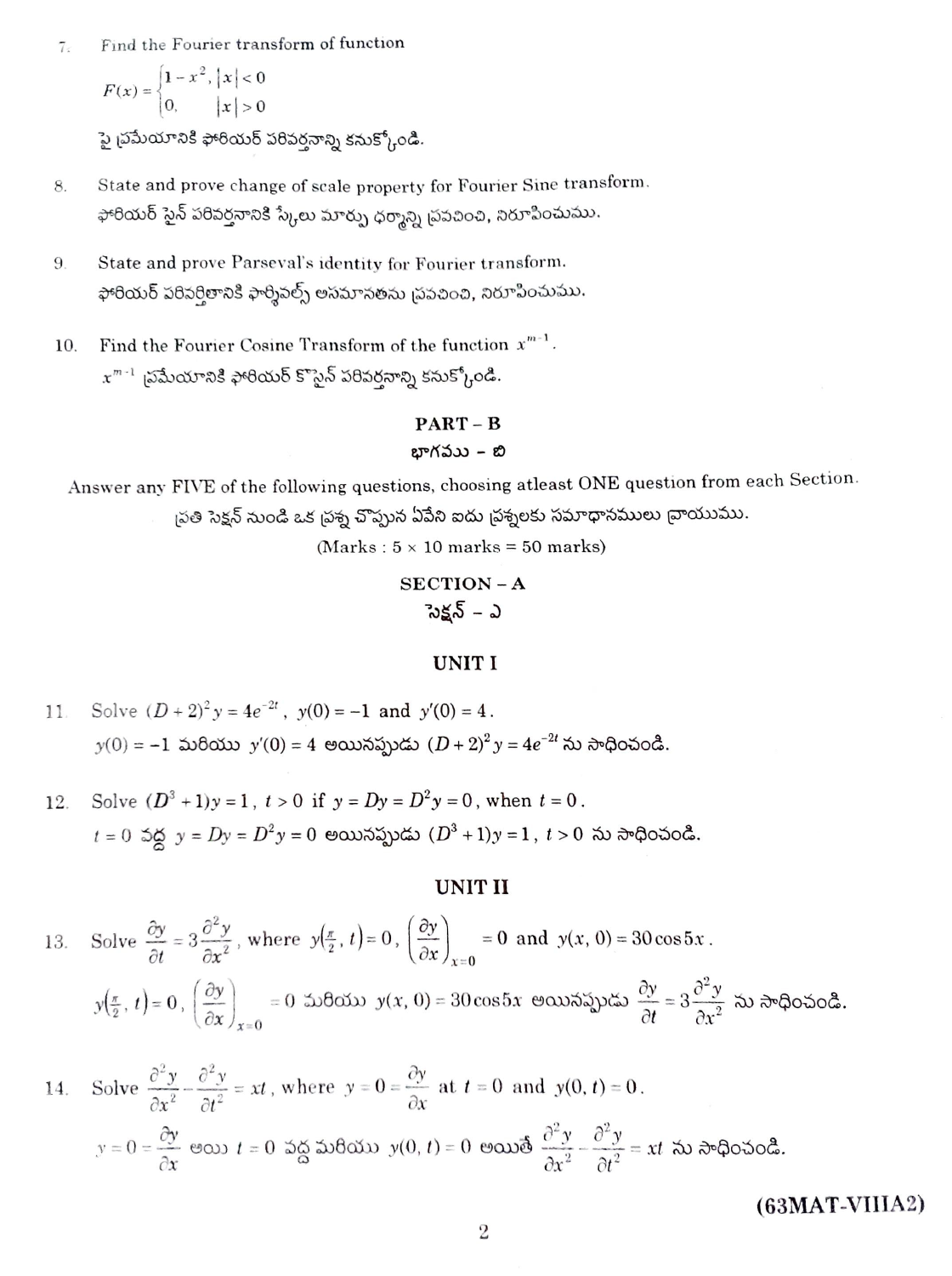7. Find the Fourier transform of function

$$F(x) = \begin{cases} 1 - x^2, & |x| < 0 \\ 0, & |x| > 0 \end{cases}$$

పై ప్రమేయానికి ఫోరియర్ పరివర్తనాన్ని కనుక్కోండి.

8. State and prove change of scale property for Fourier Sine transform.
ఫోరియర్ సైన్ పరివర్తనానికి స్కేలు మార్పు ధర్మాన్ని ప్రవచించి, నిరూపించుము.

9. State and prove Parseval's identity for Fourier transform.
ఫోరియర్ పరివర్తితానికి పార్సివల్స్ అసమానతను ప్రవచించి, నిరూపించుము.

10. Find the Fourier Cosine Transform of the function $x^{m-1}$.
$x^{m-1}$ ప్రమేయానికి ఫోరియర్ కొసైన్ పరివర్తనాన్ని కనుక్కోండి.

## PART – B

## భాగము – బి

Answer any FIVE of the following questions, choosing atleast ONE question from each Section.

ప్రతి సెక్షన్ నుండి ఒక ప్రశ్న చొప్పున ఏవేని ఐదు ప్రశ్నలకు సమాధానములు వ్రాయుము.

(Marks : 5 × 10 marks = 50 marks)

### SECTION – A

### సెక్షన్ – ఎ

#### UNIT I

11. Solve $(D+2)^2 y = 4e^{-2t}$, $y(0) = -1$ and $y'(0) = 4$.
$y(0) = -1$ మరియు $y'(0) = 4$ అయినప్పుడు $(D+2)^2 y = 4e^{-2t}$ ను సాధించండి.

12. Solve $(D^3 + 1)y = 1$, $t > 0$ if $y = Dy = D^2 y = 0$, when $t = 0$.
$t = 0$ వద్ద $y = Dy = D^2 y = 0$ అయినప్పుడు $(D^3 + 1)y = 1$, $t > 0$ ను సాధించండి.

#### UNIT II

13. Solve $\dfrac{\partial y}{\partial t} = 3\dfrac{\partial^2 y}{\partial x^2}$, where $y\left(\frac{\pi}{2}, t\right) = 0$, $\left(\dfrac{\partial y}{\partial x}\right)_{x=0} = 0$ and $y(x, 0) = 30\cos 5x$.
$y\left(\frac{\pi}{2}, t\right) = 0$, $\left(\dfrac{\partial y}{\partial x}\right)_{x=0} = 0$ మరియు $y(x, 0) = 30\cos 5x$ అయినప్పుడు $\dfrac{\partial y}{\partial t} = 3\dfrac{\partial^2 y}{\partial x^2}$ ను సాధించండి.

14. Solve $\dfrac{\partial^2 y}{\partial x^2} - \dfrac{\partial^2 y}{\partial t^2} = xt$, where $y = 0 = \dfrac{\partial y}{\partial x}$ at $t = 0$ and $y(0, t) = 0$.
$y = 0 = \dfrac{\partial y}{\partial x}$ అయి $t = 0$ వద్ద మరియు $y(0, t) = 0$ అయితే $\dfrac{\partial^2 y}{\partial x^2} - \dfrac{\partial^2 y}{\partial t^2} = xt$ ను సాధించండి.

**(63MAT-VIIIA2)**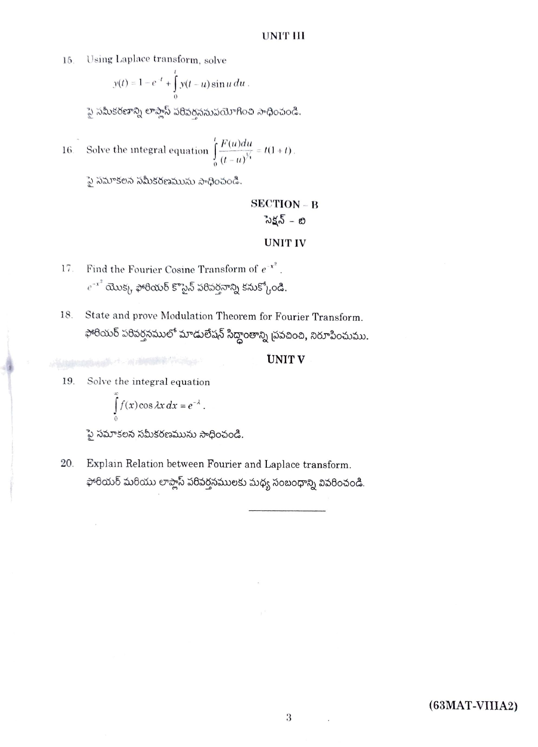## UNIT III

15. Using Laplace transform, solve

$$y(t) = 1 - e^{-t} + \int_0^t y(t-u)\sin u \, du .$$

పై సమీకరణాన్ని లాప్లాస్ పరివర్తనుపయోగించి సాధించండి.

16. Solve the integral equation $\int_0^t \frac{F(u)du}{(t-u)^{1/2}} = t(1+t)$.

పై సమాకలన సమీకరణమును సాధించండి.

## SECTION – B

## సెక్షన్ – బి

## UNIT IV

17. Find the Fourier Cosine Transform of $e^{-x^2}$.

$e^{-x^2}$ యొక్క ఫోరియర్ కొసైన్ పరివర్తనాన్ని కనుక్కోండి.

18. State and prove Modulation Theorem for Fourier Transform.

ఫోరియర్ పరివర్తనములో మాడులేషన్ సిద్ధాంతాన్ని ప్రవచించి, నిరూపించుము.

## UNIT V

19. Solve the integral equation

$$\int_0^\infty f(x)\cos \lambda x \, dx = e^{-\lambda} .$$

పై సమాకలన సమీకరణమును సాధించండి.

20. Explain Relation between Fourier and Laplace transform.

ఫోరియర్ మరియు లాప్లాస్ పరివర్తనములకు మధ్య సంబంధాన్ని వివరించండి.

---

(63MAT-VIIIA2)